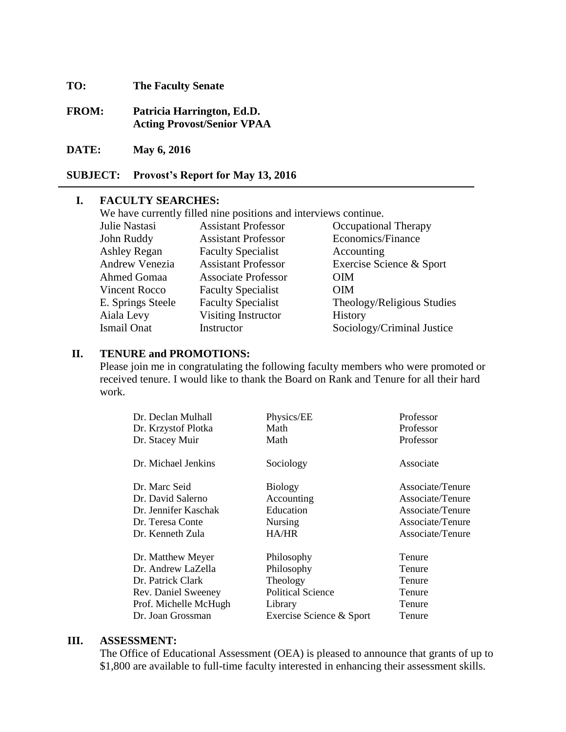**TO:** **The Faculty Senate**

**FROM:** **Patricia Harrington, Ed.D.**
**Acting Provost/Senior VPAA**

**DATE:** **May 6, 2016**

**SUBJECT:** **Provost's Report for May 13, 2016**

---

## I. FACULTY SEARCHES:

We have currently filled nine positions and interviews continue.

| | | |
|---|---|---|
| Julie Nastasi | Assistant Professor | Occupational Therapy |
| John Ruddy | Assistant Professor | Economics/Finance |
| Ashley Regan | Faculty Specialist | Accounting |
| Andrew Venezia | Assistant Professor | Exercise Science & Sport |
| Ahmed Gomaa | Associate Professor | OIM |
| Vincent Rocco | Faculty Specialist | OIM |
| E. Springs Steele | Faculty Specialist | Theology/Religious Studies |
| Aiala Levy | Visiting Instructor | History |
| Ismail Onat | Instructor | Sociology/Criminal Justice |

## II. TENURE and PROMOTIONS:

Please join me in congratulating the following faculty members who were promoted or received tenure. I would like to thank the Board on Rank and Tenure for all their hard work.

| | | |
|---|---|---|
| Dr. Declan Mulhall | Physics/EE | Professor |
| Dr. Krzystof Plotka | Math | Professor |
| Dr. Stacey Muir | Math | Professor |
| Dr. Michael Jenkins | Sociology | Associate |
| Dr. Marc Seid | Biology | Associate/Tenure |
| Dr. David Salerno | Accounting | Associate/Tenure |
| Dr. Jennifer Kaschak | Education | Associate/Tenure |
| Dr. Teresa Conte | Nursing | Associate/Tenure |
| Dr. Kenneth Zula | HA/HR | Associate/Tenure |
| Dr. Matthew Meyer | Philosophy | Tenure |
| Dr. Andrew LaZella | Philosophy | Tenure |
| Dr. Patrick Clark | Theology | Tenure |
| Rev. Daniel Sweeney | Political Science | Tenure |
| Prof. Michelle McHugh | Library | Tenure |
| Dr. Joan Grossman | Exercise Science & Sport | Tenure |

## III. ASSESSMENT:

The Office of Educational Assessment (OEA) is pleased to announce that grants of up to $1,800 are available to full-time faculty interested in enhancing their assessment skills.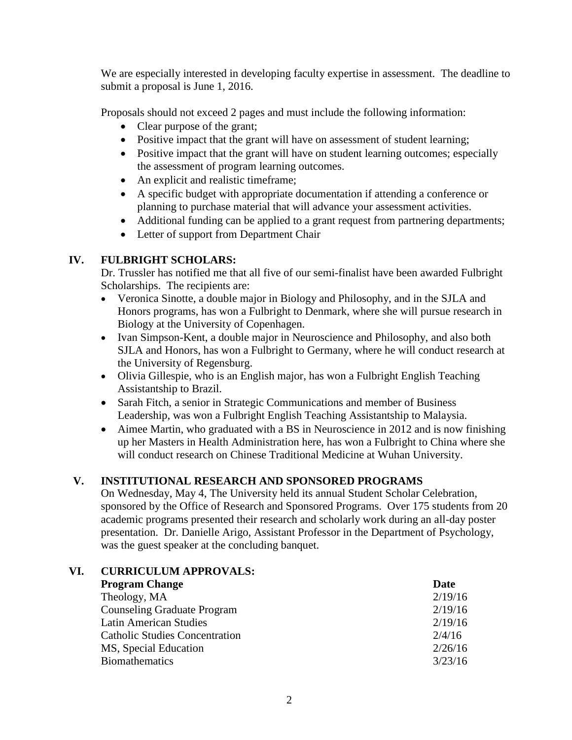We are especially interested in developing faculty expertise in assessment. The deadline to submit a proposal is June 1, 2016.

Proposals should not exceed 2 pages and must include the following information:

- Clear purpose of the grant;
- Positive impact that the grant will have on assessment of student learning;
- Positive impact that the grant will have on student learning outcomes; especially the assessment of program learning outcomes.
- An explicit and realistic timeframe;
- A specific budget with appropriate documentation if attending a conference or planning to purchase material that will advance your assessment activities.
- Additional funding can be applied to a grant request from partnering departments;
- Letter of support from Department Chair

## IV. FULBRIGHT SCHOLARS:

Dr. Trussler has notified me that all five of our semi-finalist have been awarded Fulbright Scholarships. The recipients are:

- Veronica Sinotte, a double major in Biology and Philosophy, and in the SJLA and Honors programs, has won a Fulbright to Denmark, where she will pursue research in Biology at the University of Copenhagen.
- Ivan Simpson-Kent, a double major in Neuroscience and Philosophy, and also both SJLA and Honors, has won a Fulbright to Germany, where he will conduct research at the University of Regensburg.
- Olivia Gillespie, who is an English major, has won a Fulbright English Teaching Assistantship to Brazil.
- Sarah Fitch, a senior in Strategic Communications and member of Business Leadership, was won a Fulbright English Teaching Assistantship to Malaysia.
- Aimee Martin, who graduated with a BS in Neuroscience in 2012 and is now finishing up her Masters in Health Administration here, has won a Fulbright to China where she will conduct research on Chinese Traditional Medicine at Wuhan University.

## V. INSTITUTIONAL RESEARCH AND SPONSORED PROGRAMS

On Wednesday, May 4, The University held its annual Student Scholar Celebration, sponsored by the Office of Research and Sponsored Programs. Over 175 students from 20 academic programs presented their research and scholarly work during an all-day poster presentation. Dr. Danielle Arigo, Assistant Professor in the Department of Psychology, was the guest speaker at the concluding banquet.

## VI. CURRICULUM APPROVALS:

| Program Change | Date |
|---|---|
| Theology, MA | 2/19/16 |
| Counseling Graduate Program | 2/19/16 |
| Latin American Studies | 2/19/16 |
| Catholic Studies Concentration | 2/4/16 |
| MS, Special Education | 2/26/16 |
| Biomathematics | 3/23/16 |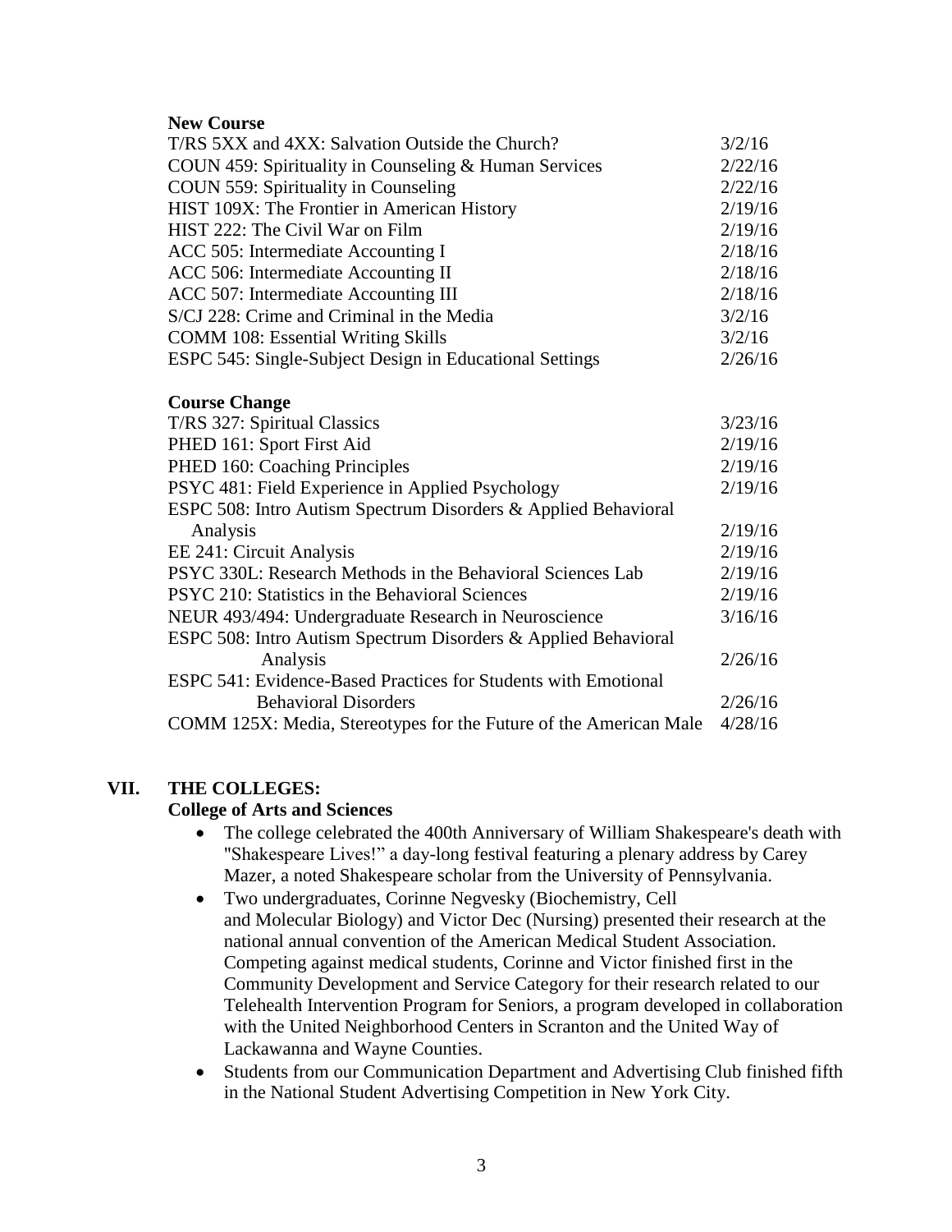**New Course**

| | |
|---|---|
| T/RS 5XX and 4XX: Salvation Outside the Church? | 3/2/16 |
| COUN 459: Spirituality in Counseling & Human Services | 2/22/16 |
| COUN 559: Spirituality in Counseling | 2/22/16 |
| HIST 109X: The Frontier in American History | 2/19/16 |
| HIST 222: The Civil War on Film | 2/19/16 |
| ACC 505: Intermediate Accounting I | 2/18/16 |
| ACC 506: Intermediate Accounting II | 2/18/16 |
| ACC 507: Intermediate Accounting III | 2/18/16 |
| S/CJ 228: Crime and Criminal in the Media | 3/2/16 |
| COMM 108: Essential Writing Skills | 3/2/16 |
| ESPC 545: Single-Subject Design in Educational Settings | 2/26/16 |

**Course Change**

| | |
|---|---|
| T/RS 327: Spiritual Classics | 3/23/16 |
| PHED 161: Sport First Aid | 2/19/16 |
| PHED 160: Coaching Principles | 2/19/16 |
| PSYC 481: Field Experience in Applied Psychology | 2/19/16 |
| ESPC 508: Intro Autism Spectrum Disorders & Applied Behavioral Analysis | 2/19/16 |
| EE 241: Circuit Analysis | 2/19/16 |
| PSYC 330L: Research Methods in the Behavioral Sciences Lab | 2/19/16 |
| PSYC 210: Statistics in the Behavioral Sciences | 2/19/16 |
| NEUR 493/494: Undergraduate Research in Neuroscience | 3/16/16 |
| ESPC 508: Intro Autism Spectrum Disorders & Applied Behavioral Analysis | 2/26/16 |
| ESPC 541: Evidence-Based Practices for Students with Emotional Behavioral Disorders | 2/26/16 |
| COMM 125X: Media, Stereotypes for the Future of the American Male | 4/28/16 |

## VII. THE COLLEGES:

### College of Arts and Sciences

- The college celebrated the 400th Anniversary of William Shakespeare's death with "Shakespeare Lives!" a day-long festival featuring a plenary address by Carey Mazer, a noted Shakespeare scholar from the University of Pennsylvania.
- Two undergraduates, Corinne Negvesky (Biochemistry, Cell and Molecular Biology) and Victor Dec (Nursing) presented their research at the national annual convention of the American Medical Student Association. Competing against medical students, Corinne and Victor finished first in the Community Development and Service Category for their research related to our Telehealth Intervention Program for Seniors, a program developed in collaboration with the United Neighborhood Centers in Scranton and the United Way of Lackawanna and Wayne Counties.
- Students from our Communication Department and Advertising Club finished fifth in the National Student Advertising Competition in New York City.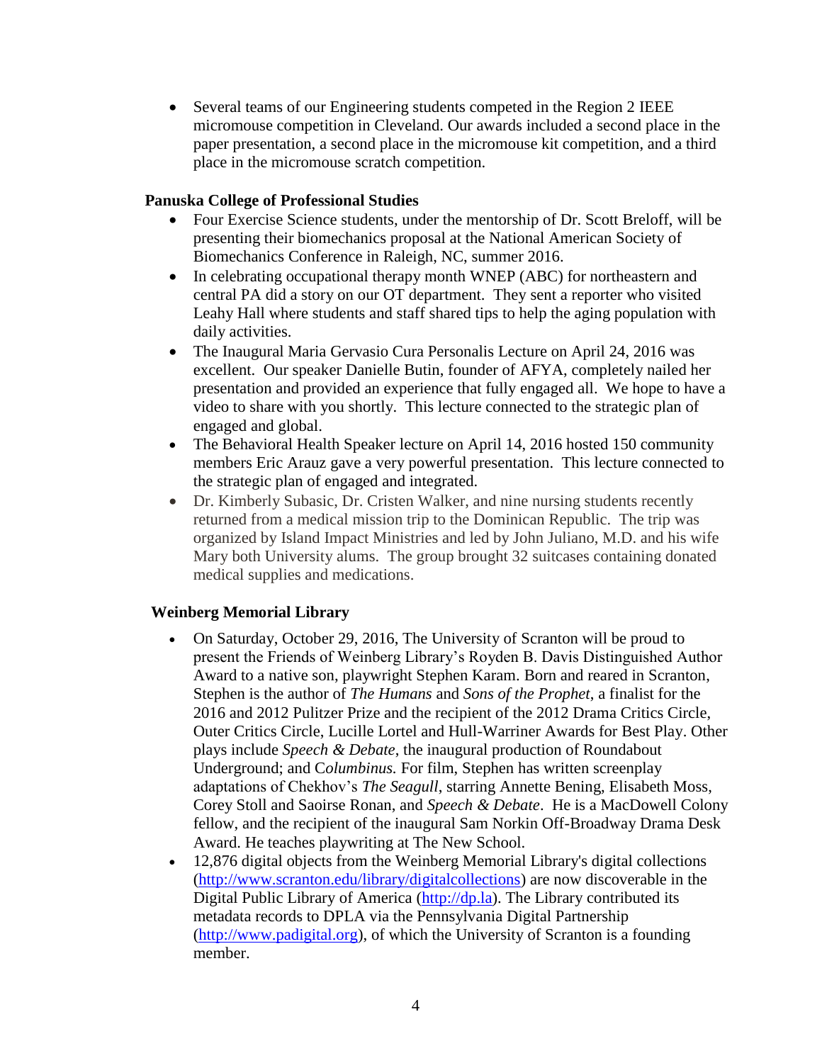- Several teams of our Engineering students competed in the Region 2 IEEE micromouse competition in Cleveland. Our awards included a second place in the paper presentation, a second place in the micromouse kit competition, and a third place in the micromouse scratch competition.

**Panuska College of Professional Studies**

- Four Exercise Science students, under the mentorship of Dr. Scott Breloff, will be presenting their biomechanics proposal at the National American Society of Biomechanics Conference in Raleigh, NC, summer 2016.
- In celebrating occupational therapy month WNEP (ABC) for northeastern and central PA did a story on our OT department. They sent a reporter who visited Leahy Hall where students and staff shared tips to help the aging population with daily activities.
- The Inaugural Maria Gervasio Cura Personalis Lecture on April 24, 2016 was excellent. Our speaker Danielle Butin, founder of AFYA, completely nailed her presentation and provided an experience that fully engaged all. We hope to have a video to share with you shortly. This lecture connected to the strategic plan of engaged and global.
- The Behavioral Health Speaker lecture on April 14, 2016 hosted 150 community members Eric Arauz gave a very powerful presentation. This lecture connected to the strategic plan of engaged and integrated.
- Dr. Kimberly Subasic, Dr. Cristen Walker, and nine nursing students recently returned from a medical mission trip to the Dominican Republic. The trip was organized by Island Impact Ministries and led by John Juliano, M.D. and his wife Mary both University alums. The group brought 32 suitcases containing donated medical supplies and medications.

**Weinberg Memorial Library**

- On Saturday, October 29, 2016, The University of Scranton will be proud to present the Friends of Weinberg Library's Royden B. Davis Distinguished Author Award to a native son, playwright Stephen Karam. Born and reared in Scranton, Stephen is the author of *The Humans* and *Sons of the Prophet*, a finalist for the 2016 and 2012 Pulitzer Prize and the recipient of the 2012 Drama Critics Circle, Outer Critics Circle, Lucille Lortel and Hull-Warriner Awards for Best Play. Other plays include *Speech & Debate*, the inaugural production of Roundabout Underground; and C*olumbinus.* For film, Stephen has written screenplay adaptations of Chekhov's *The Seagull*, starring Annette Bening, Elisabeth Moss, Corey Stoll and Saoirse Ronan, and *Speech & Debate*. He is a MacDowell Colony fellow, and the recipient of the inaugural Sam Norkin Off-Broadway Drama Desk Award. He teaches playwriting at The New School.
- 12,876 digital objects from the Weinberg Memorial Library's digital collections ([http://www.scranton.edu/library/digitalcollections](http://www.scranton.edu/library/digitalcollections)) are now discoverable in the Digital Public Library of America ([http://dp.la](http://dp.la)). The Library contributed its metadata records to DPLA via the Pennsylvania Digital Partnership ([http://www.padigital.org](http://www.padigital.org)), of which the University of Scranton is a founding member.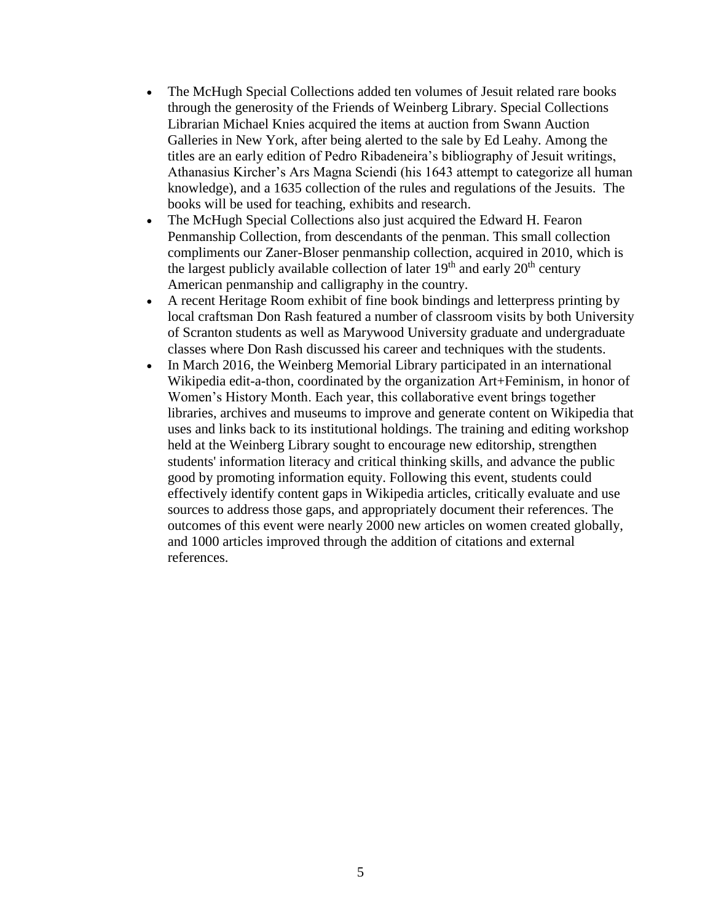- The McHugh Special Collections added ten volumes of Jesuit related rare books through the generosity of the Friends of Weinberg Library. Special Collections Librarian Michael Knies acquired the items at auction from Swann Auction Galleries in New York, after being alerted to the sale by Ed Leahy. Among the titles are an early edition of Pedro Ribadeneira's bibliography of Jesuit writings, Athanasius Kircher's Ars Magna Sciendi (his 1643 attempt to categorize all human knowledge), and a 1635 collection of the rules and regulations of the Jesuits. The books will be used for teaching, exhibits and research.
- The McHugh Special Collections also just acquired the Edward H. Fearon Penmanship Collection, from descendants of the penman. This small collection compliments our Zaner-Bloser penmanship collection, acquired in 2010, which is the largest publicly available collection of later 19th and early 20th century American penmanship and calligraphy in the country.
- A recent Heritage Room exhibit of fine book bindings and letterpress printing by local craftsman Don Rash featured a number of classroom visits by both University of Scranton students as well as Marywood University graduate and undergraduate classes where Don Rash discussed his career and techniques with the students.
- In March 2016, the Weinberg Memorial Library participated in an international Wikipedia edit-a-thon, coordinated by the organization Art+Feminism, in honor of Women's History Month. Each year, this collaborative event brings together libraries, archives and museums to improve and generate content on Wikipedia that uses and links back to its institutional holdings. The training and editing workshop held at the Weinberg Library sought to encourage new editorship, strengthen students' information literacy and critical thinking skills, and advance the public good by promoting information equity. Following this event, students could effectively identify content gaps in Wikipedia articles, critically evaluate and use sources to address those gaps, and appropriately document their references. The outcomes of this event were nearly 2000 new articles on women created globally, and 1000 articles improved through the addition of citations and external references.